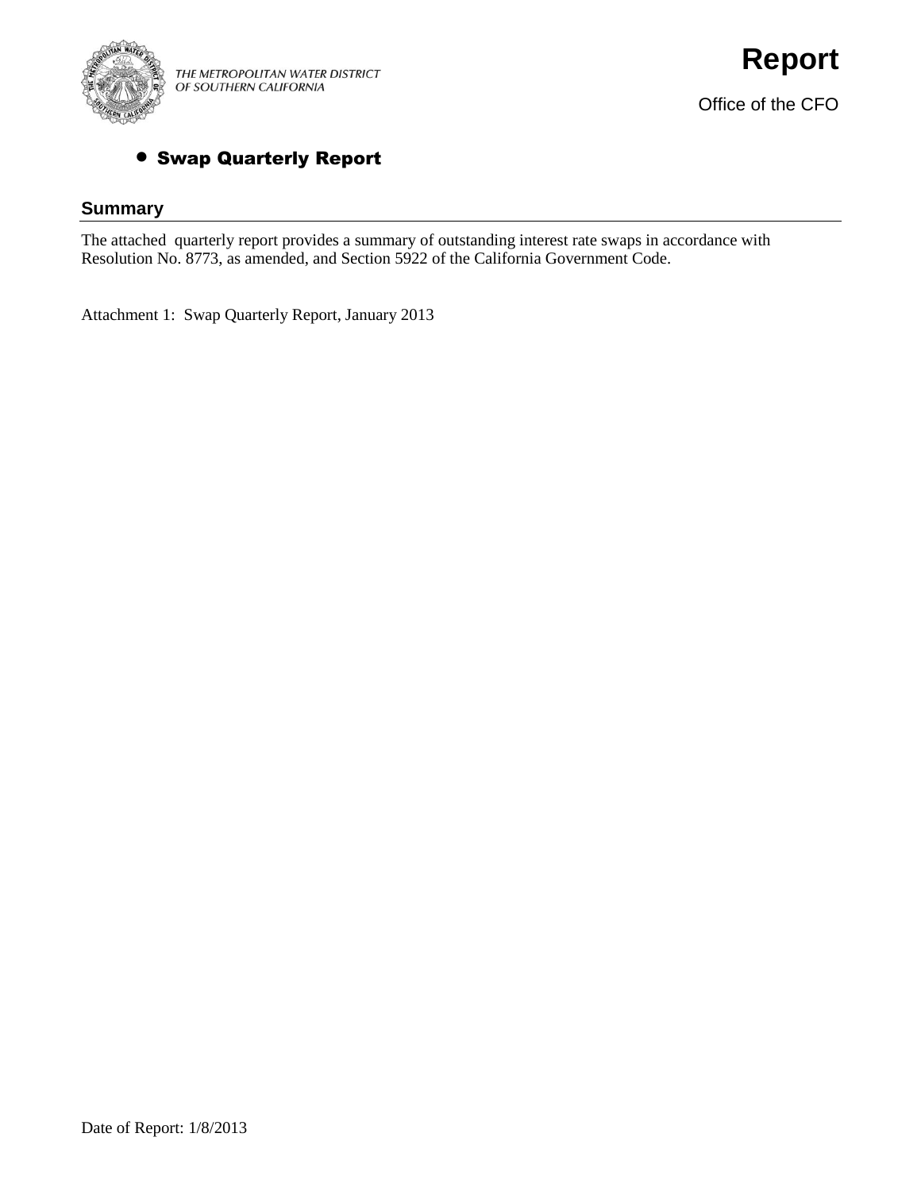THE METROPOLITAN WATER DISTRICT OF SOUTHERN CALIFORNIA

# Report

Office of the CFO

- **Swap Quarterly Report**

## Summary

The attached quarterly report provides a summary of outstanding interest rate swaps in accordance with Resolution No. 8773, as amended, and Section 5922 of the California Government Code.

Attachment 1: Swap Quarterly Report, January 2013

Date of Report: 1/8/2013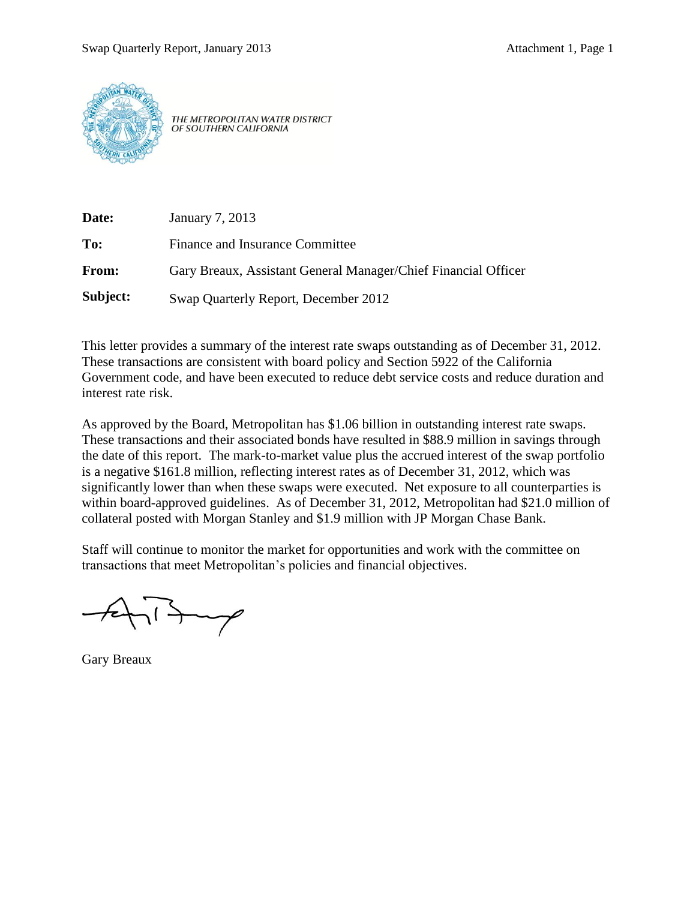THE METROPOLITAN WATER DISTRICT OF SOUTHERN CALIFORNIA

| | |
|---|---|
| **Date:** | January 7, 2013 |
| **To:** | Finance and Insurance Committee |
| **From:** | Gary Breaux, Assistant General Manager/Chief Financial Officer |
| **Subject:** | Swap Quarterly Report, December 2012 |

This letter provides a summary of the interest rate swaps outstanding as of December 31, 2012. These transactions are consistent with board policy and Section 5922 of the California Government code, and have been executed to reduce debt service costs and reduce duration and interest rate risk.

As approved by the Board, Metropolitan has $1.06 billion in outstanding interest rate swaps. These transactions and their associated bonds have resulted in $88.9 million in savings through the date of this report. The mark-to-market value plus the accrued interest of the swap portfolio is a negative $161.8 million, reflecting interest rates as of December 31, 2012, which was significantly lower than when these swaps were executed. Net exposure to all counterparties is within board-approved guidelines. As of December 31, 2012, Metropolitan had $21.0 million of collateral posted with Morgan Stanley and $1.9 million with JP Morgan Chase Bank.

Staff will continue to monitor the market for opportunities and work with the committee on transactions that meet Metropolitan's policies and financial objectives.

Gary Breaux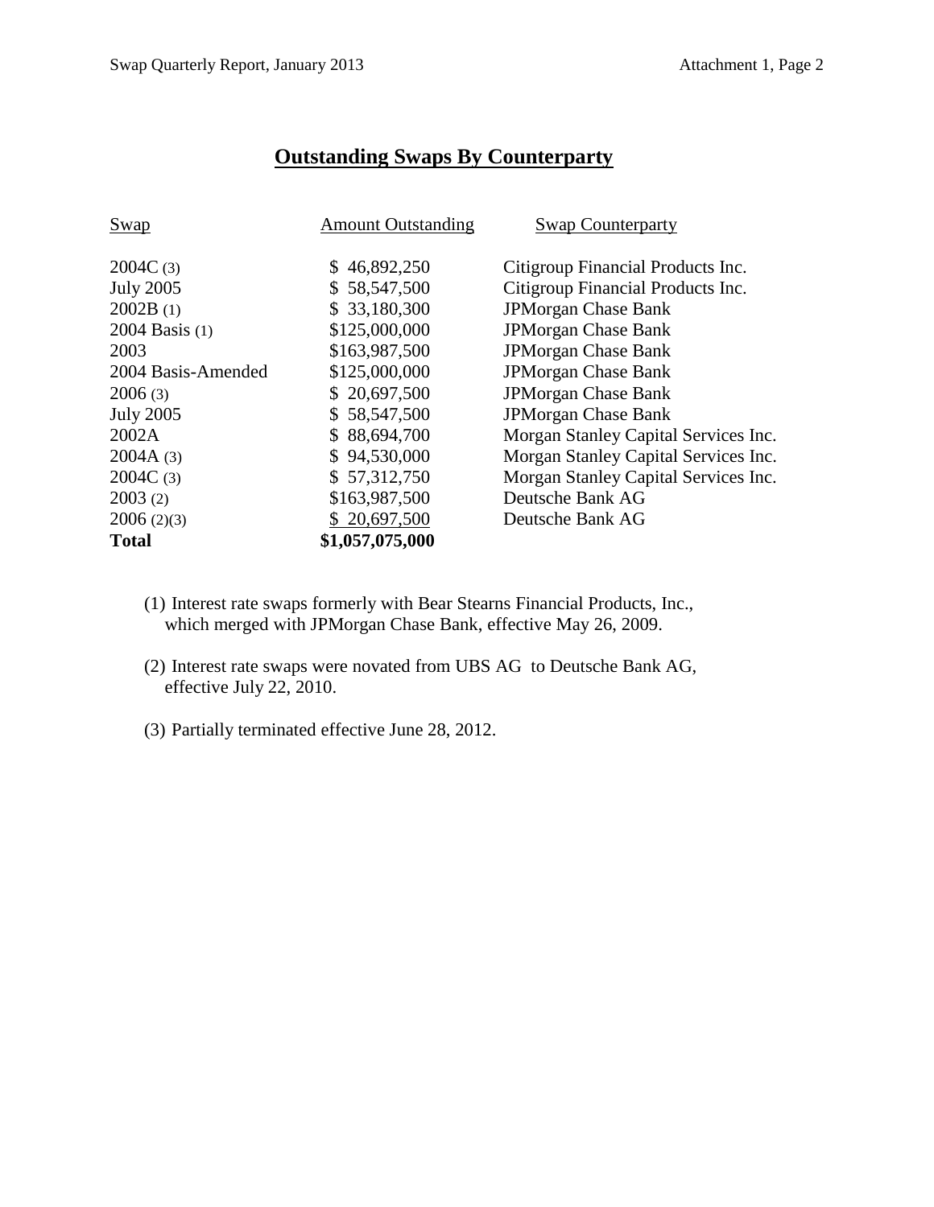## Outstanding Swaps By Counterparty

| Swap | Amount Outstanding | Swap Counterparty |
|---|---|---|
| 2004C (3) | $ 46,892,250 | Citigroup Financial Products Inc. |
| July 2005 | $ 58,547,500 | Citigroup Financial Products Inc. |
| 2002B (1) | $ 33,180,300 | JPMorgan Chase Bank |
| 2004 Basis (1) | $125,000,000 | JPMorgan Chase Bank |
| 2003 | $163,987,500 | JPMorgan Chase Bank |
| 2004 Basis-Amended | $125,000,000 | JPMorgan Chase Bank |
| 2006 (3) | $ 20,697,500 | JPMorgan Chase Bank |
| July 2005 | $ 58,547,500 | JPMorgan Chase Bank |
| 2002A | $ 88,694,700 | Morgan Stanley Capital Services Inc. |
| 2004A (3) | $ 94,530,000 | Morgan Stanley Capital Services Inc. |
| 2004C (3) | $ 57,312,750 | Morgan Stanley Capital Services Inc. |
| 2003 (2) | $163,987,500 | Deutsche Bank AG |
| 2006 (2)(3) | $ 20,697,500 | Deutsche Bank AG |
| **Total** | **$1,057,075,000** | |

(1) Interest rate swaps formerly with Bear Stearns Financial Products, Inc., which merged with JPMorgan Chase Bank, effective May 26, 2009.

(2) Interest rate swaps were novated from UBS AG to Deutsche Bank AG, effective July 22, 2010.

(3) Partially terminated effective June 28, 2012.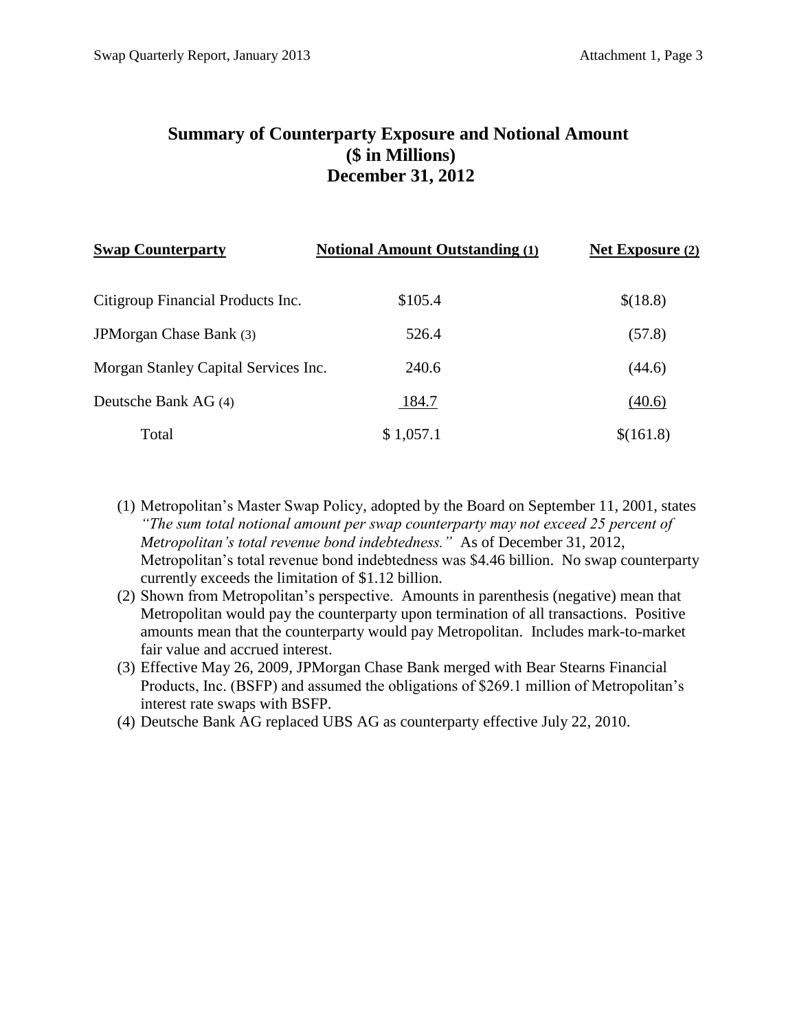# Summary of Counterparty Exposure and Notional Amount
## ($ in Millions)
## December 31, 2012

| Swap Counterparty | Notional Amount Outstanding (1) | Net Exposure (2) |
|---|---|---|
| Citigroup Financial Products Inc. | $105.4 | $(18.8) |
| JPMorgan Chase Bank (3) | 526.4 | (57.8) |
| Morgan Stanley Capital Services Inc. | 240.6 | (44.6) |
| Deutsche Bank AG (4) | 184.7 | (40.6) |
| Total | $ 1,057.1 | $(161.8) |

(1) Metropolitan's Master Swap Policy, adopted by the Board on September 11, 2001, states *"The sum total notional amount per swap counterparty may not exceed 25 percent of Metropolitan's total revenue bond indebtedness."* As of December 31, 2012, Metropolitan's total revenue bond indebtedness was $4.46 billion. No swap counterparty currently exceeds the limitation of $1.12 billion.

(2) Shown from Metropolitan's perspective. Amounts in parenthesis (negative) mean that Metropolitan would pay the counterparty upon termination of all transactions. Positive amounts mean that the counterparty would pay Metropolitan. Includes mark-to-market fair value and accrued interest.

(3) Effective May 26, 2009, JPMorgan Chase Bank merged with Bear Stearns Financial Products, Inc. (BSFP) and assumed the obligations of $269.1 million of Metropolitan's interest rate swaps with BSFP.

(4) Deutsche Bank AG replaced UBS AG as counterparty effective July 22, 2010.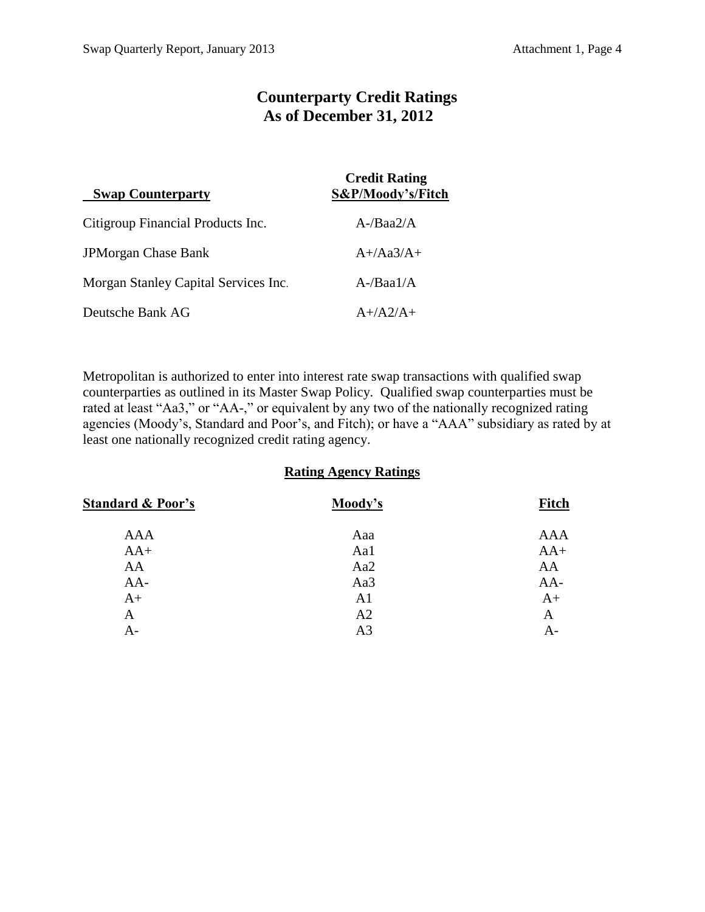# Counterparty Credit Ratings
## As of December 31, 2012

| Swap Counterparty | Credit Rating S&P/Moody's/Fitch |
|---|---|
| Citigroup Financial Products Inc. | A-/Baa2/A |
| JPMorgan Chase Bank | A+/Aa3/A+ |
| Morgan Stanley Capital Services Inc. | A-/Baa1/A |
| Deutsche Bank AG | A+/A2/A+ |

Metropolitan is authorized to enter into interest rate swap transactions with qualified swap counterparties as outlined in its Master Swap Policy. Qualified swap counterparties must be rated at least "Aa3," or "AA-," or equivalent by any two of the nationally recognized rating agencies (Moody's, Standard and Poor's, and Fitch); or have a "AAA" subsidiary as rated by at least one nationally recognized credit rating agency.

### Rating Agency Ratings

| Standard & Poor's | Moody's | Fitch |
|---|---|---|
| AAA | Aaa | AAA |
| AA+ | Aa1 | AA+ |
| AA | Aa2 | AA |
| AA- | Aa3 | AA- |
| A+ | A1 | A+ |
| A | A2 | A |
| A- | A3 | A- |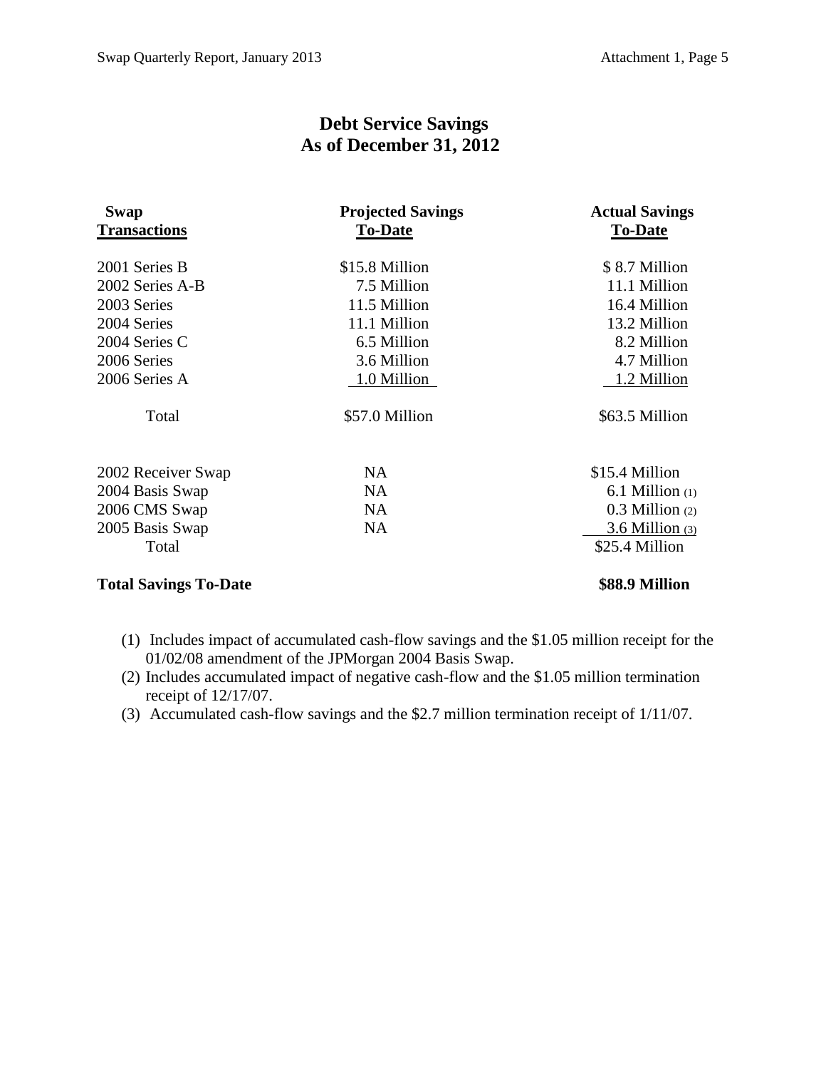# Debt Service Savings
## As of December 31, 2012

| Swap Transactions | Projected Savings To-Date | Actual Savings To-Date |
|---|---|---|
| 2001 Series B | $15.8 Million | $ 8.7 Million |
| 2002 Series A-B | 7.5 Million | 11.1 Million |
| 2003 Series | 11.5 Million | 16.4 Million |
| 2004 Series | 11.1 Million | 13.2 Million |
| 2004 Series C | 6.5 Million | 8.2 Million |
| 2006 Series | 3.6 Million | 4.7 Million |
| 2006 Series A | 1.0 Million | 1.2 Million |
| Total | $57.0 Million | $63.5 Million |
| | | |
| 2002 Receiver Swap | NA | $15.4 Million |
| 2004 Basis Swap | NA | 6.1 Million (1) |
| 2006 CMS Swap | NA | 0.3 Million (2) |
| 2005 Basis Swap | NA | 3.6 Million (3) |
| Total | | $25.4 Million |
| | | |
| **Total Savings To-Date** | | **$88.9 Million** |

(1) Includes impact of accumulated cash-flow savings and the $1.05 million receipt for the 01/02/08 amendment of the JPMorgan 2004 Basis Swap.

(2) Includes accumulated impact of negative cash-flow and the $1.05 million termination receipt of 12/17/07.

(3) Accumulated cash-flow savings and the $2.7 million termination receipt of 1/11/07.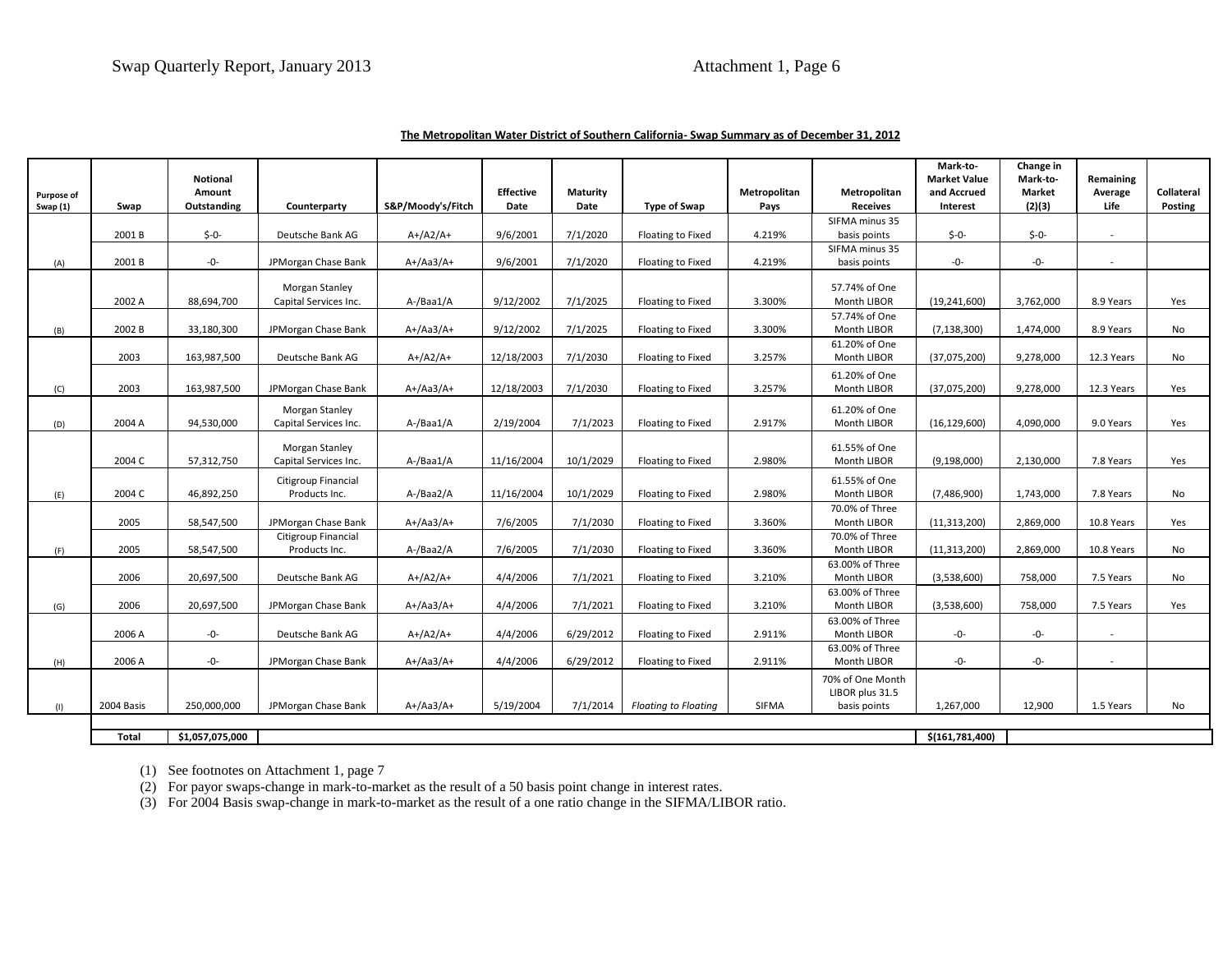Swap Quarterly Report, January 2013 Attachment 1, Page 6

**The Metropolitan Water District of Southern California- Swap Summary as of December 31, 2012**

| Purpose of Swap (1) | Swap | Notional Amount Outstanding | Counterparty | S&P/Moody's/Fitch | Effective Date | Maturity Date | Type of Swap | Metropolitan Pays | Metropolitan Receives | Mark-to-Market Value and Accrued Interest | Change in Mark-to-Market (2)(3) | Remaining Average Life | Collateral Posting |
|---|---|---|---|---|---|---|---|---|---|---|---|---|---|
| | 2001 B | $-0- | Deutsche Bank AG | A+/A2/A+ | 9/6/2001 | 7/1/2020 | Floating to Fixed | 4.219% | SIFMA minus 35 basis points | $-0- | $-0- | - | |
| (A) | 2001 B | -0- | JPMorgan Chase Bank | A+/Aa3/A+ | 9/6/2001 | 7/1/2020 | Floating to Fixed | 4.219% | SIFMA minus 35 basis points | -0- | -0- | - | |
| | 2002 A | 88,694,700 | Morgan Stanley Capital Services Inc. | A-/Baa1/A | 9/12/2002 | 7/1/2025 | Floating to Fixed | 3.300% | 57.74% of One Month LIBOR | (19,241,600) | 3,762,000 | 8.9 Years | Yes |
| (B) | 2002 B | 33,180,300 | JPMorgan Chase Bank | A+/Aa3/A+ | 9/12/2002 | 7/1/2025 | Floating to Fixed | 3.300% | 57.74% of One Month LIBOR | (7,138,300) | 1,474,000 | 8.9 Years | No |
| | 2003 | 163,987,500 | Deutsche Bank AG | A+/A2/A+ | 12/18/2003 | 7/1/2030 | Floating to Fixed | 3.257% | 61.20% of One Month LIBOR | (37,075,200) | 9,278,000 | 12.3 Years | No |
| (C) | 2003 | 163,987,500 | JPMorgan Chase Bank | A+/Aa3/A+ | 12/18/2003 | 7/1/2030 | Floating to Fixed | 3.257% | 61.20% of One Month LIBOR | (37,075,200) | 9,278,000 | 12.3 Years | Yes |
| (D) | 2004 A | 94,530,000 | Morgan Stanley Capital Services Inc. | A-/Baa1/A | 2/19/2004 | 7/1/2023 | Floating to Fixed | 2.917% | 61.20% of One Month LIBOR | (16,129,600) | 4,090,000 | 9.0 Years | Yes |
| | 2004 C | 57,312,750 | Morgan Stanley Capital Services Inc. | A-/Baa1/A | 11/16/2004 | 10/1/2029 | Floating to Fixed | 2.980% | 61.55% of One Month LIBOR | (9,198,000) | 2,130,000 | 7.8 Years | Yes |
| (E) | 2004 C | 46,892,250 | Citigroup Financial Products Inc. | A-/Baa2/A | 11/16/2004 | 10/1/2029 | Floating to Fixed | 2.980% | 61.55% of One Month LIBOR | (7,486,900) | 1,743,000 | 7.8 Years | No |
| | 2005 | 58,547,500 | JPMorgan Chase Bank | A+/Aa3/A+ | 7/6/2005 | 7/1/2030 | Floating to Fixed | 3.360% | 70.0% of Three Month LIBOR | (11,313,200) | 2,869,000 | 10.8 Years | Yes |
| (F) | 2005 | 58,547,500 | Citigroup Financial Products Inc. | A-/Baa2/A | 7/6/2005 | 7/1/2030 | Floating to Fixed | 3.360% | 70.0% of Three Month LIBOR | (11,313,200) | 2,869,000 | 10.8 Years | No |
| | 2006 | 20,697,500 | Deutsche Bank AG | A+/A2/A+ | 4/4/2006 | 7/1/2021 | Floating to Fixed | 3.210% | 63.00% of Three Month LIBOR | (3,538,600) | 758,000 | 7.5 Years | No |
| (G) | 2006 | 20,697,500 | JPMorgan Chase Bank | A+/Aa3/A+ | 4/4/2006 | 7/1/2021 | Floating to Fixed | 3.210% | 63.00% of Three Month LIBOR | (3,538,600) | 758,000 | 7.5 Years | Yes |
| | 2006 A | -0- | Deutsche Bank AG | A+/A2/A+ | 4/4/2006 | 6/29/2012 | Floating to Fixed | 2.911% | 63.00% of Three Month LIBOR | -0- | -0- | - | |
| (H) | 2006 A | -0- | JPMorgan Chase Bank | A+/Aa3/A+ | 4/4/2006 | 6/29/2012 | Floating to Fixed | 2.911% | 63.00% of Three Month LIBOR | -0- | -0- | - | |
| (I) | 2004 Basis | 250,000,000 | JPMorgan Chase Bank | A+/Aa3/A+ | 5/19/2004 | 7/1/2014 | *Floating to Floating* | SIFMA | 70% of One Month LIBOR plus 31.5 basis points | 1,267,000 | 12,900 | 1.5 Years | No |
| | **Total** | **$1,057,075,000** | | | | | | | | **$(161,781,400)** | | | |

(1) See footnotes on Attachment 1, page 7

(2) For payor swaps-change in mark-to-market as the result of a 50 basis point change in interest rates.

(3) For 2004 Basis swap-change in mark-to-market as the result of a one ratio change in the SIFMA/LIBOR ratio.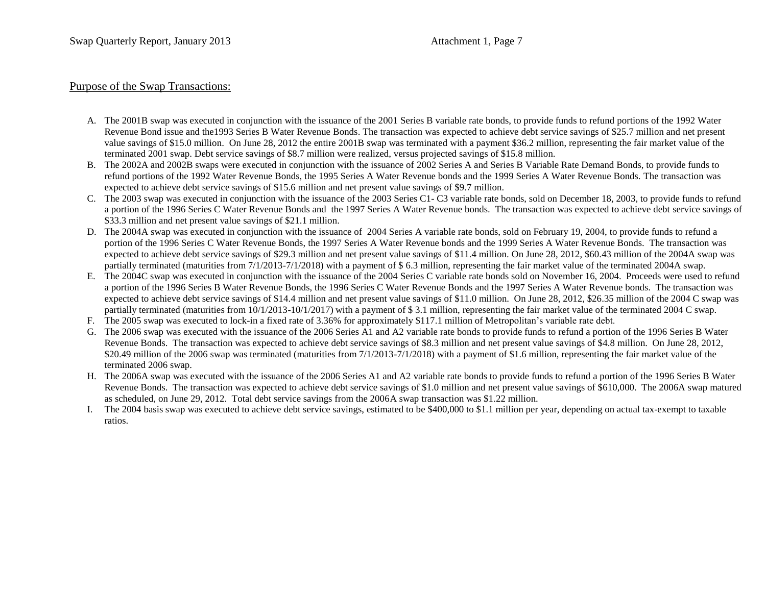Purpose of the Swap Transactions:

A. The 2001B swap was executed in conjunction with the issuance of the 2001 Series B variable rate bonds, to provide funds to refund portions of the 1992 Water Revenue Bond issue and the1993 Series B Water Revenue Bonds. The transaction was expected to achieve debt service savings of $25.7 million and net present value savings of $15.0 million. On June 28, 2012 the entire 2001B swap was terminated with a payment $36.2 million, representing the fair market value of the terminated 2001 swap. Debt service savings of $8.7 million were realized, versus projected savings of $15.8 million.
B. The 2002A and 2002B swaps were executed in conjunction with the issuance of 2002 Series A and Series B Variable Rate Demand Bonds, to provide funds to refund portions of the 1992 Water Revenue Bonds, the 1995 Series A Water Revenue bonds and the 1999 Series A Water Revenue Bonds. The transaction was expected to achieve debt service savings of $15.6 million and net present value savings of $9.7 million.
C. The 2003 swap was executed in conjunction with the issuance of the 2003 Series C1- C3 variable rate bonds, sold on December 18, 2003, to provide funds to refund a portion of the 1996 Series C Water Revenue Bonds and the 1997 Series A Water Revenue bonds. The transaction was expected to achieve debt service savings of $33.3 million and net present value savings of $21.1 million.
D. The 2004A swap was executed in conjunction with the issuance of 2004 Series A variable rate bonds, sold on February 19, 2004, to provide funds to refund a portion of the 1996 Series C Water Revenue Bonds, the 1997 Series A Water Revenue bonds and the 1999 Series A Water Revenue Bonds. The transaction was expected to achieve debt service savings of $29.3 million and net present value savings of $11.4 million. On June 28, 2012, $60.43 million of the 2004A swap was partially terminated (maturities from 7/1/2013-7/1/2018) with a payment of $ 6.3 million, representing the fair market value of the terminated 2004A swap.
E. The 2004C swap was executed in conjunction with the issuance of the 2004 Series C variable rate bonds sold on November 16, 2004. Proceeds were used to refund a portion of the 1996 Series B Water Revenue Bonds, the 1996 Series C Water Revenue Bonds and the 1997 Series A Water Revenue bonds. The transaction was expected to achieve debt service savings of $14.4 million and net present value savings of $11.0 million. On June 28, 2012, $26.35 million of the 2004 C swap was partially terminated (maturities from 10/1/2013-10/1/2017) with a payment of $ 3.1 million, representing the fair market value of the terminated 2004 C swap.
F. The 2005 swap was executed to lock-in a fixed rate of 3.36% for approximately $117.1 million of Metropolitan's variable rate debt.
G. The 2006 swap was executed with the issuance of the 2006 Series A1 and A2 variable rate bonds to provide funds to refund a portion of the 1996 Series B Water Revenue Bonds. The transaction was expected to achieve debt service savings of $8.3 million and net present value savings of $4.8 million. On June 28, 2012, $20.49 million of the 2006 swap was terminated (maturities from 7/1/2013-7/1/2018) with a payment of $1.6 million, representing the fair market value of the terminated 2006 swap.
H. The 2006A swap was executed with the issuance of the 2006 Series A1 and A2 variable rate bonds to provide funds to refund a portion of the 1996 Series B Water Revenue Bonds. The transaction was expected to achieve debt service savings of $1.0 million and net present value savings of $610,000. The 2006A swap matured as scheduled, on June 29, 2012. Total debt service savings from the 2006A swap transaction was $1.22 million.
I. The 2004 basis swap was executed to achieve debt service savings, estimated to be $400,000 to $1.1 million per year, depending on actual tax-exempt to taxable ratios.